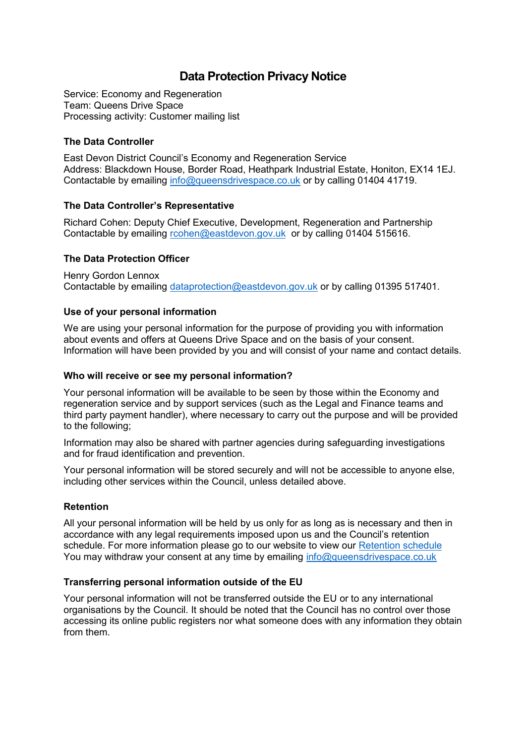# Data Protection Privacy Notice

Service: Economy and Regeneration
Team: Queens Drive Space
Processing activity: Customer mailing list

### The Data Controller

East Devon District Council's Economy and Regeneration Service
Address: Blackdown House, Border Road, Heathpark Industrial Estate, Honiton, EX14 1EJ.
Contactable by emailing info@queensdrivespace.co.uk or by calling 01404 41719.

### The Data Controller's Representative

Richard Cohen: Deputy Chief Executive, Development, Regeneration and Partnership
Contactable by emailing rcohen@eastdevon.gov.uk or by calling 01404 515616.

### The Data Protection Officer

Henry Gordon Lennox
Contactable by emailing dataprotection@eastdevon.gov.uk or by calling 01395 517401.

### Use of your personal information

We are using your personal information for the purpose of providing you with information about events and offers at Queens Drive Space and on the basis of your consent. Information will have been provided by you and will consist of your name and contact details.

### Who will receive or see my personal information?

Your personal information will be available to be seen by those within the Economy and regeneration service and by support services (such as the Legal and Finance teams and third party payment handler), where necessary to carry out the purpose and will be provided to the following;

Information may also be shared with partner agencies during safeguarding investigations and for fraud identification and prevention.

Your personal information will be stored securely and will not be accessible to anyone else, including other services within the Council, unless detailed above.

### Retention

All your personal information will be held by us only for as long as is necessary and then in accordance with any legal requirements imposed upon us and the Council's retention schedule. For more information please go to our website to view our Retention schedule
You may withdraw your consent at any time by emailing info@queensdrivespace.co.uk

### Transferring personal information outside of the EU

Your personal information will not be transferred outside the EU or to any international organisations by the Council. It should be noted that the Council has no control over those accessing its online public registers nor what someone does with any information they obtain from them.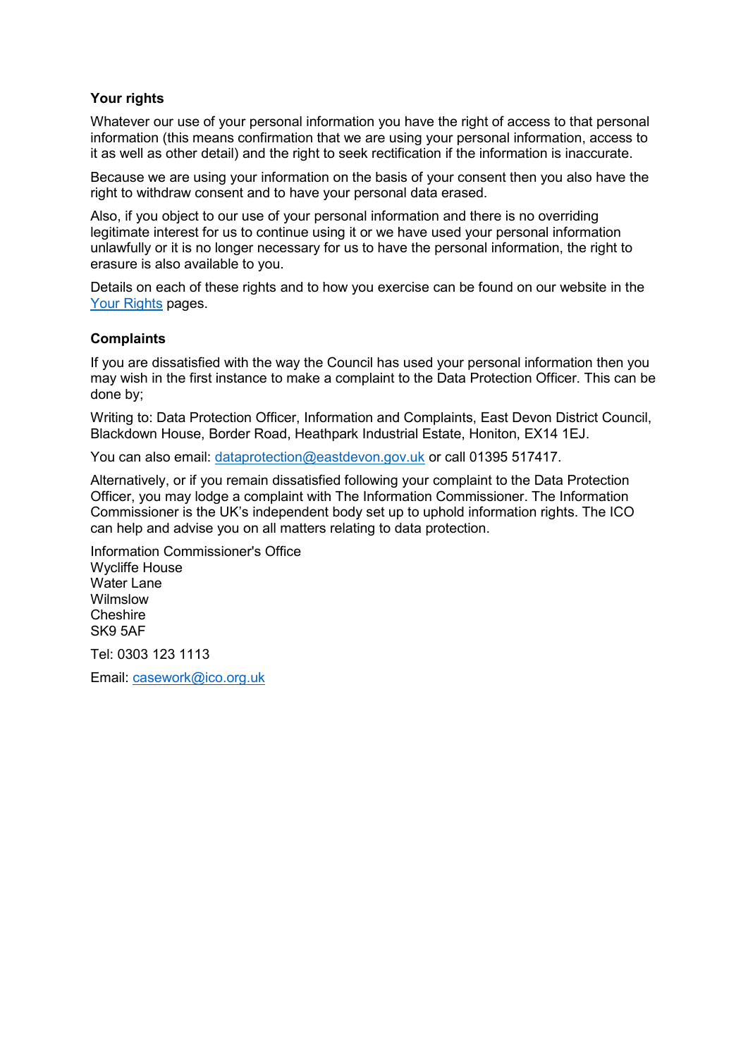## Your rights

Whatever our use of your personal information you have the right of access to that personal information (this means confirmation that we are using your personal information, access to it as well as other detail) and the right to seek rectification if the information is inaccurate.

Because we are using your information on the basis of your consent then you also have the right to withdraw consent and to have your personal data erased.

Also, if you object to our use of your personal information and there is no overriding legitimate interest for us to continue using it or we have used your personal information unlawfully or it is no longer necessary for us to have the personal information, the right to erasure is also available to you.

Details on each of these rights and to how you exercise can be found on our website in the Your Rights pages.

## Complaints

If you are dissatisfied with the way the Council has used your personal information then you may wish in the first instance to make a complaint to the Data Protection Officer. This can be done by;

Writing to: Data Protection Officer, Information and Complaints, East Devon District Council, Blackdown House, Border Road, Heathpark Industrial Estate, Honiton, EX14 1EJ.

You can also email: dataprotection@eastdevon.gov.uk or call 01395 517417.

Alternatively, or if you remain dissatisfied following your complaint to the Data Protection Officer, you may lodge a complaint with The Information Commissioner. The Information Commissioner is the UK's independent body set up to uphold information rights. The ICO can help and advise you on all matters relating to data protection.

Information Commissioner's Office
Wycliffe House
Water Lane
Wilmslow
Cheshire
SK9 5AF

Tel: 0303 123 1113

Email: casework@ico.org.uk